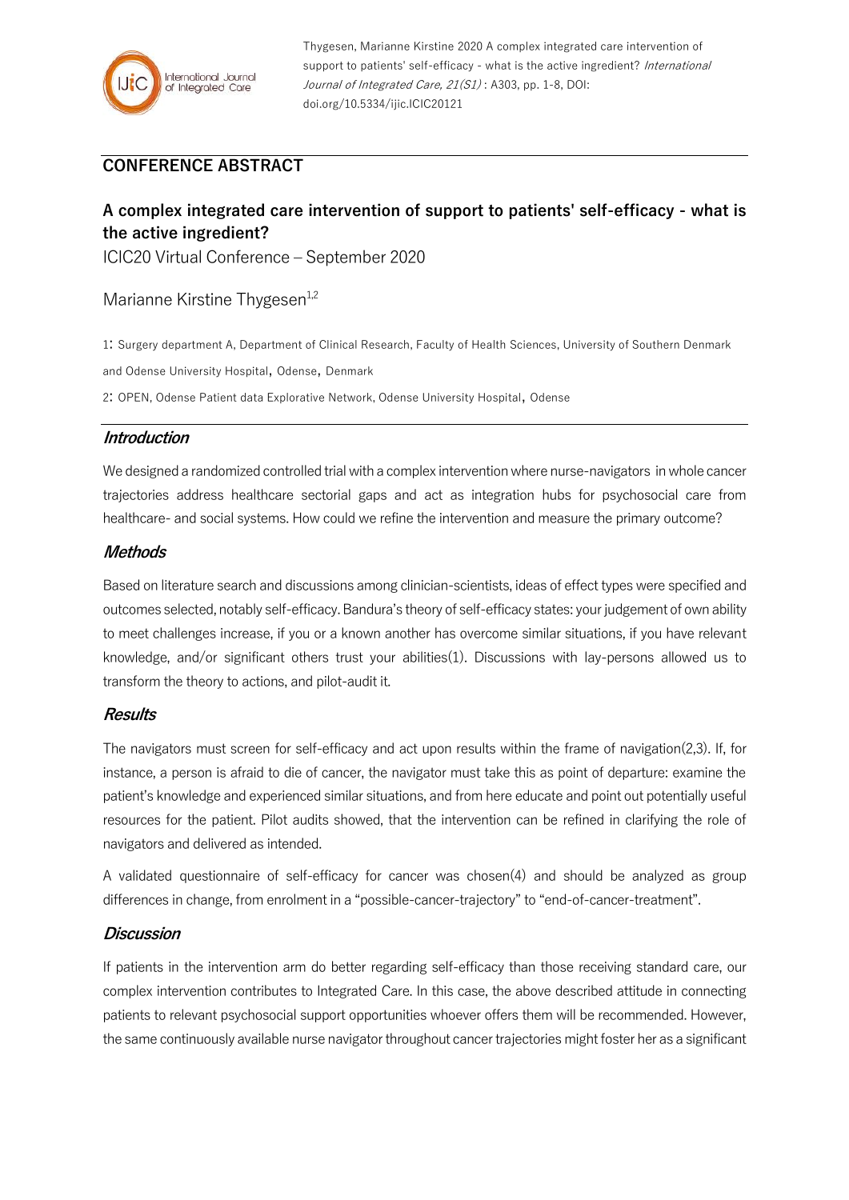Thygesen, Marianne Kirstine 2020 A complex integrated care intervention of support to patients' self-efficacy - what is the active ingredient? *International Journal of Integrated Care, 21(S1)* : A303, pp. 1-8, DOI: doi.org/10.5334/ijic.ICIC20121

## CONFERENCE ABSTRACT

# A complex integrated care intervention of support to patients' self-efficacy - what is the active ingredient?

ICIC20 Virtual Conference – September 2020

Marianne Kirstine Thygesen[1,2]

1: Surgery department A, Department of Clinical Research, Faculty of Health Sciences, University of Southern Denmark and Odense University Hospital, Odense, Denmark

2: OPEN, Odense Patient data Explorative Network, Odense University Hospital, Odense

### *Introduction*

We designed a randomized controlled trial with a complex intervention where nurse-navigators in whole cancer trajectories address healthcare sectorial gaps and act as integration hubs for psychosocial care from healthcare- and social systems. How could we refine the intervention and measure the primary outcome?

### *Methods*

Based on literature search and discussions among clinician-scientists, ideas of effect types were specified and outcomes selected, notably self-efficacy. Bandura's theory of self-efficacy states: your judgement of own ability to meet challenges increase, if you or a known another has overcome similar situations, if you have relevant knowledge, and/or significant others trust your abilities(1). Discussions with lay-persons allowed us to transform the theory to actions, and pilot-audit it.

### *Results*

The navigators must screen for self-efficacy and act upon results within the frame of navigation(2,3). If, for instance, a person is afraid to die of cancer, the navigator must take this as point of departure: examine the patient's knowledge and experienced similar situations, and from here educate and point out potentially useful resources for the patient. Pilot audits showed, that the intervention can be refined in clarifying the role of navigators and delivered as intended.

A validated questionnaire of self-efficacy for cancer was chosen(4) and should be analyzed as group differences in change, from enrolment in a "possible-cancer-trajectory" to "end-of-cancer-treatment".

### *Discussion*

If patients in the intervention arm do better regarding self-efficacy than those receiving standard care, our complex intervention contributes to Integrated Care. In this case, the above described attitude in connecting patients to relevant psychosocial support opportunities whoever offers them will be recommended. However, the same continuously available nurse navigator throughout cancer trajectories might foster her as a significant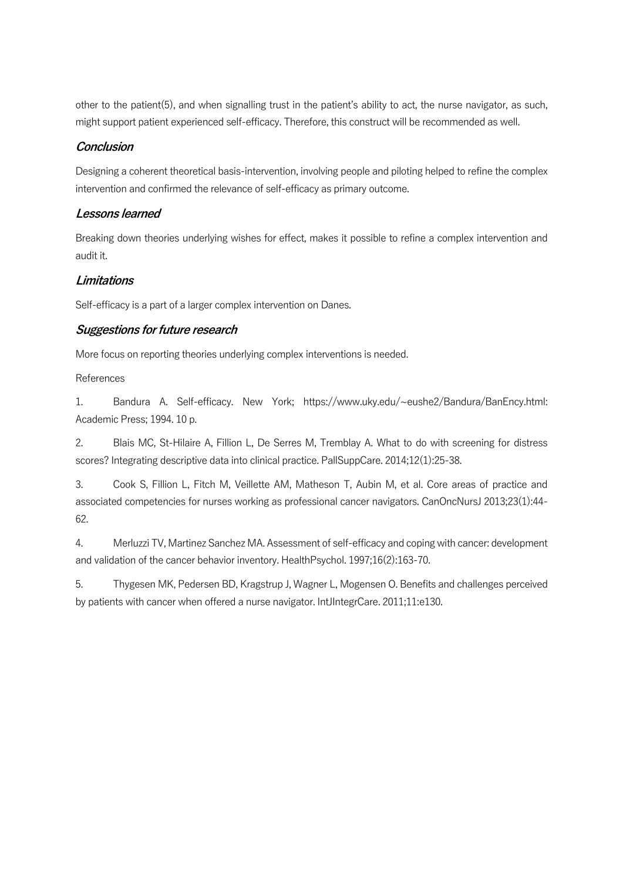other to the patient(5), and when signalling trust in the patient's ability to act, the nurse navigator, as such, might support patient experienced self-efficacy. Therefore, this construct will be recommended as well.

### *Conclusion*

Designing a coherent theoretical basis-intervention, involving people and piloting helped to refine the complex intervention and confirmed the relevance of self-efficacy as primary outcome.

### *Lessons learned*

Breaking down theories underlying wishes for effect, makes it possible to refine a complex intervention and audit it.

### *Limitations*

Self-efficacy is a part of a larger complex intervention on Danes.

### *Suggestions for future research*

More focus on reporting theories underlying complex interventions is needed.

References

1. Bandura A. Self-efficacy. New York; https://www.uky.edu/~eushe2/Bandura/BanEncy.html: Academic Press; 1994. 10 p.

2. Blais MC, St-Hilaire A, Fillion L, De Serres M, Tremblay A. What to do with screening for distress scores? Integrating descriptive data into clinical practice. PallSuppCare. 2014;12(1):25-38.

3. Cook S, Fillion L, Fitch M, Veillette AM, Matheson T, Aubin M, et al. Core areas of practice and associated competencies for nurses working as professional cancer navigators. CanOncNursJ 2013;23(1):44-62.

4. Merluzzi TV, Martinez Sanchez MA. Assessment of self-efficacy and coping with cancer: development and validation of the cancer behavior inventory. HealthPsychol. 1997;16(2):163-70.

5. Thygesen MK, Pedersen BD, Kragstrup J, Wagner L, Mogensen O. Benefits and challenges perceived by patients with cancer when offered a nurse navigator. IntJIntegrCare. 2011;11:e130.